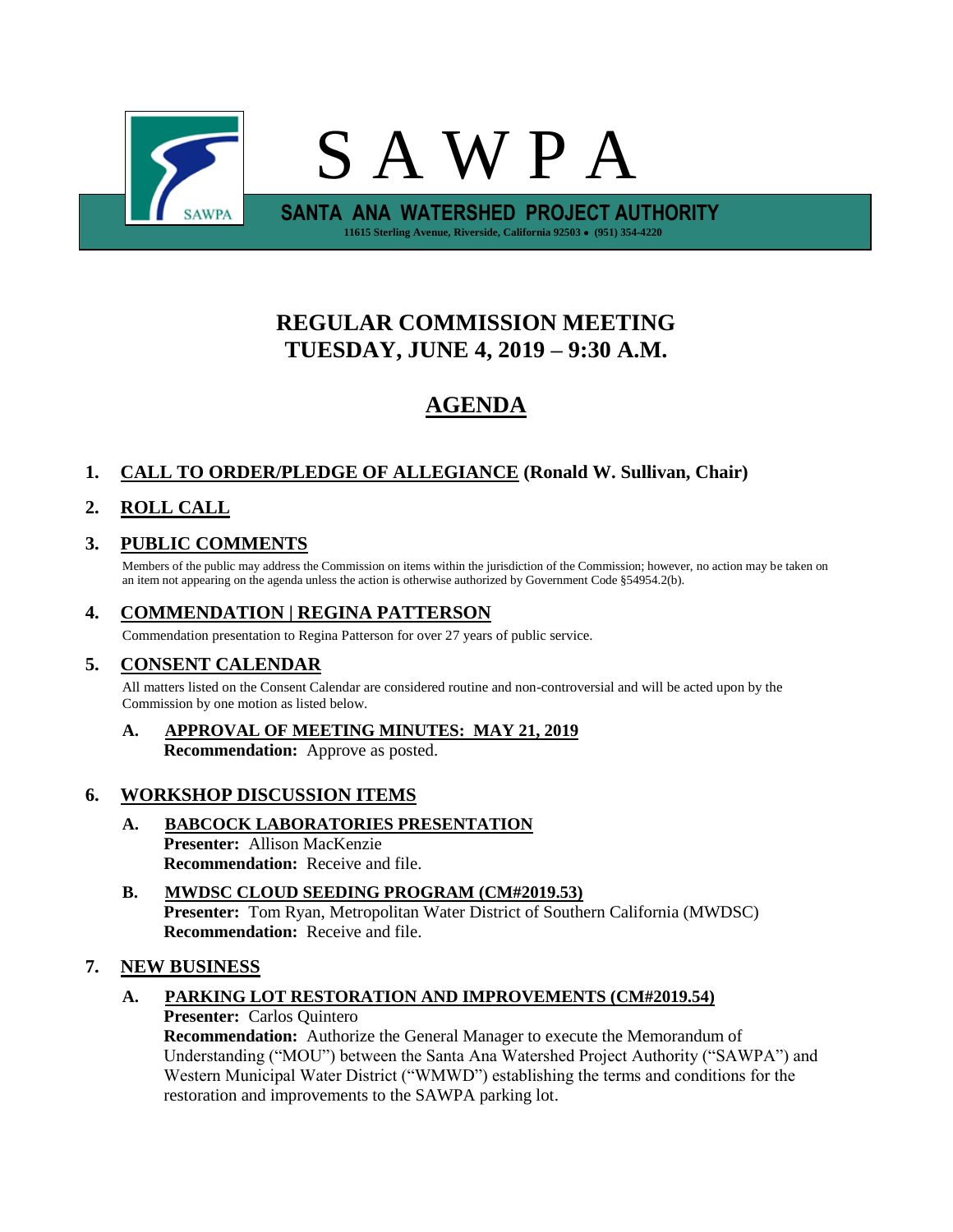# S A W P A

**SANTA ANA WATERSHED PROJECT AUTHORITY**

11615 Sterling Avenue, Riverside, California 92503 • (951) 354-4220

## REGULAR COMMISSION MEETING
## TUESDAY, JUNE 4, 2019 – 9:30 A.M.

## AGENDA

**1. CALL TO ORDER/PLEDGE OF ALLEGIANCE (Ronald W. Sullivan, Chair)**

**2. ROLL CALL**

**3. PUBLIC COMMENTS**

Members of the public may address the Commission on items within the jurisdiction of the Commission; however, no action may be taken on an item not appearing on the agenda unless the action is otherwise authorized by Government Code §54954.2(b).

**4. COMMENDATION | REGINA PATTERSON**

Commendation presentation to Regina Patterson for over 27 years of public service.

**5. CONSENT CALENDAR**

All matters listed on the Consent Calendar are considered routine and non-controversial and will be acted upon by the Commission by one motion as listed below.

**A. APPROVAL OF MEETING MINUTES: MAY 21, 2019**
**Recommendation:** Approve as posted.

**6. WORKSHOP DISCUSSION ITEMS**

**A. BABCOCK LABORATORIES PRESENTATION**
**Presenter:** Allison MacKenzie
**Recommendation:** Receive and file.

**B. MWDSC CLOUD SEEDING PROGRAM (CM#2019.53)**
**Presenter:** Tom Ryan, Metropolitan Water District of Southern California (MWDSC)
**Recommendation:** Receive and file.

**7. NEW BUSINESS**

**A. PARKING LOT RESTORATION AND IMPROVEMENTS (CM#2019.54)**
**Presenter:** Carlos Quintero
**Recommendation:** Authorize the General Manager to execute the Memorandum of Understanding ("MOU") between the Santa Ana Watershed Project Authority ("SAWPA") and Western Municipal Water District ("WMWD") establishing the terms and conditions for the restoration and improvements to the SAWPA parking lot.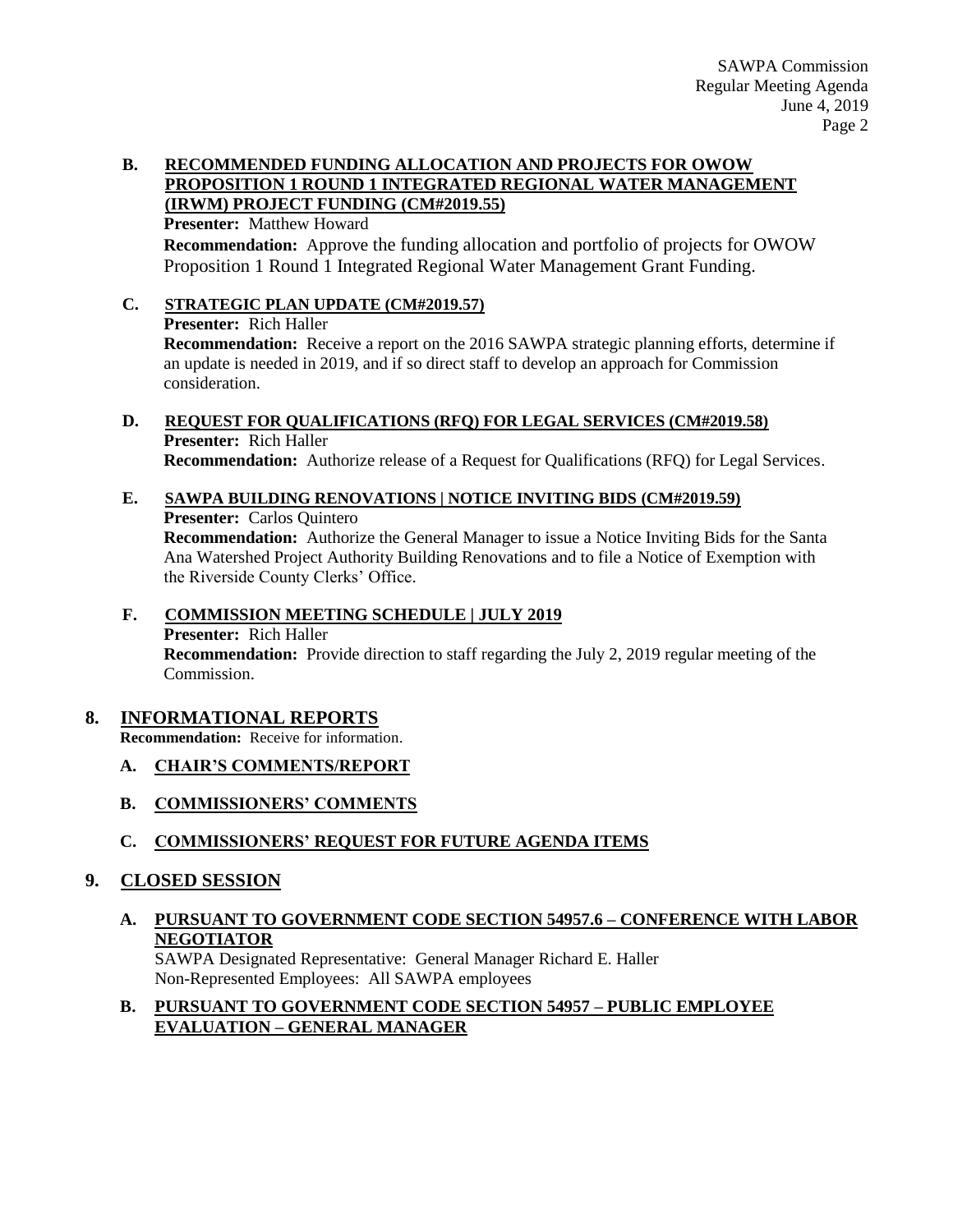**B. RECOMMENDED FUNDING ALLOCATION AND PROJECTS FOR OWOW PROPOSITION 1 ROUND 1 INTEGRATED REGIONAL WATER MANAGEMENT (IRWM) PROJECT FUNDING (CM#2019.55)**

**Presenter:** Matthew Howard

**Recommendation:** Approve the funding allocation and portfolio of projects for OWOW Proposition 1 Round 1 Integrated Regional Water Management Grant Funding.

**C. STRATEGIC PLAN UPDATE (CM#2019.57)**

**Presenter:** Rich Haller

**Recommendation:** Receive a report on the 2016 SAWPA strategic planning efforts, determine if an update is needed in 2019, and if so direct staff to develop an approach for Commission consideration.

**D. REQUEST FOR QUALIFICATIONS (RFQ) FOR LEGAL SERVICES (CM#2019.58)**

**Presenter:** Rich Haller

**Recommendation:** Authorize release of a Request for Qualifications (RFQ) for Legal Services.

**E. SAWPA BUILDING RENOVATIONS | NOTICE INVITING BIDS (CM#2019.59)**

**Presenter:** Carlos Quintero

**Recommendation:** Authorize the General Manager to issue a Notice Inviting Bids for the Santa Ana Watershed Project Authority Building Renovations and to file a Notice of Exemption with the Riverside County Clerks' Office.

**F. COMMISSION MEETING SCHEDULE | JULY 2019**

**Presenter:** Rich Haller

**Recommendation:** Provide direction to staff regarding the July 2, 2019 regular meeting of the Commission.

## 8. INFORMATIONAL REPORTS

**Recommendation:** Receive for information.

**A. CHAIR'S COMMENTS/REPORT**

**B. COMMISSIONERS' COMMENTS**

**C. COMMISSIONERS' REQUEST FOR FUTURE AGENDA ITEMS**

## 9. CLOSED SESSION

**A. PURSUANT TO GOVERNMENT CODE SECTION 54957.6 – CONFERENCE WITH LABOR NEGOTIATOR**

SAWPA Designated Representative: General Manager Richard E. Haller
Non-Represented Employees: All SAWPA employees

**B. PURSUANT TO GOVERNMENT CODE SECTION 54957 – PUBLIC EMPLOYEE EVALUATION – GENERAL MANAGER**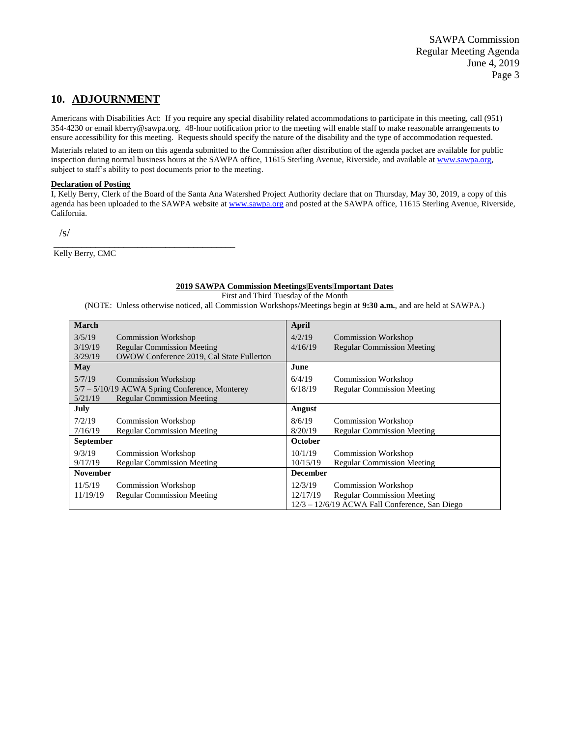## 10. ADJOURNMENT

Americans with Disabilities Act: If you require any special disability related accommodations to participate in this meeting, call (951) 354-4230 or email kberry@sawpa.org. 48-hour notification prior to the meeting will enable staff to make reasonable arrangements to ensure accessibility for this meeting. Requests should specify the nature of the disability and the type of accommodation requested.

Materials related to an item on this agenda submitted to the Commission after distribution of the agenda packet are available for public inspection during normal business hours at the SAWPA office, 11615 Sterling Avenue, Riverside, and available at www.sawpa.org, subject to staff's ability to post documents prior to the meeting.

**Declaration of Posting**

I, Kelly Berry, Clerk of the Board of the Santa Ana Watershed Project Authority declare that on Thursday, May 30, 2019, a copy of this agenda has been uploaded to the SAWPA website at www.sawpa.org and posted at the SAWPA office, 11615 Sterling Avenue, Riverside, California.

/s/

\_\_\_\_\_\_\_\_\_\_\_\_\_\_\_\_\_\_\_\_\_\_\_\_\_\_\_\_\_\_\_\_\_\_\_\_\_\_\_\_

Kelly Berry, CMC

**2019 SAWPA Commission Meetings|Events|Important Dates**

First and Third Tuesday of the Month

(NOTE: Unless otherwise noticed, all Commission Workshops/Meetings begin at **9:30 a.m.**, and are held at SAWPA.)

| | | | |
|---|---|---|---|
| **March** | | **April** | |
| 3/5/19 | Commission Workshop | 4/2/19 | Commission Workshop |
| 3/19/19 | Regular Commission Meeting | 4/16/19 | Regular Commission Meeting |
| 3/29/19 | OWOW Conference 2019, Cal State Fullerton | | |
| **May** | | **June** | |
| 5/7/19 | Commission Workshop | 6/4/19 | Commission Workshop |
| 5/7 – 5/10/19 | ACWA Spring Conference, Monterey | 6/18/19 | Regular Commission Meeting |
| 5/21/19 | Regular Commission Meeting | | |
| **July** | | **August** | |
| 7/2/19 | Commission Workshop | 8/6/19 | Commission Workshop |
| 7/16/19 | Regular Commission Meeting | 8/20/19 | Regular Commission Meeting |
| **September** | | **October** | |
| 9/3/19 | Commission Workshop | 10/1/19 | Commission Workshop |
| 9/17/19 | Regular Commission Meeting | 10/15/19 | Regular Commission Meeting |
| **November** | | **December** | |
| 11/5/19 | Commission Workshop | 12/3/19 | Commission Workshop |
| 11/19/19 | Regular Commission Meeting | 12/17/19 | Regular Commission Meeting |
| | | 12/3 – 12/6/19 | ACWA Fall Conference, San Diego |